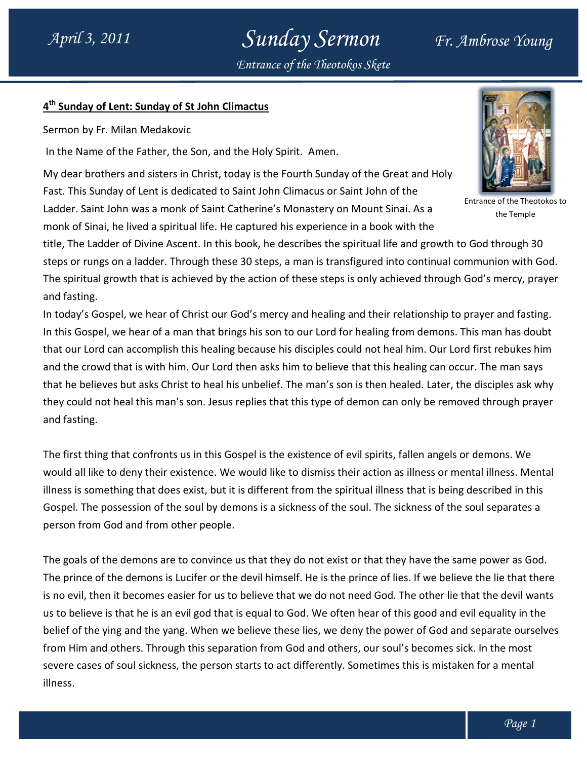# Sunday Sermon

*Entrance of the Theotokos Skete*

April 3, 2011 — Fr. Ambrose Young

## 4th Sunday of Lent: Sunday of St John Climactus

Sermon by Fr. Milan Medakovic

In the Name of the Father, the Son, and the Holy Spirit. Amen.

My dear brothers and sisters in Christ, today is the Fourth Sunday of the Great and Holy Fast. This Sunday of Lent is dedicated to Saint John Climacus or Saint John of the Ladder. Saint John was a monk of Saint Catherine's Monastery on Mount Sinai. As a monk of Sinai, he lived a spiritual life. He captured his experience in a book with the title, The Ladder of Divine Ascent. In this book, he describes the spiritual life and growth to God through 30 steps or rungs on a ladder. Through these 30 steps, a man is transfigured into continual communion with God. The spiritual growth that is achieved by the action of these steps is only achieved through God's mercy, prayer and fasting.

Entrance of the Theotokos to the Temple

In today's Gospel, we hear of Christ our God's mercy and healing and their relationship to prayer and fasting. In this Gospel, we hear of a man that brings his son to our Lord for healing from demons. This man has doubt that our Lord can accomplish this healing because his disciples could not heal him. Our Lord first rebukes him and the crowd that is with him. Our Lord then asks him to believe that this healing can occur. The man says that he believes but asks Christ to heal his unbelief. The man's son is then healed. Later, the disciples ask why they could not heal this man's son. Jesus replies that this type of demon can only be removed through prayer and fasting.

The first thing that confronts us in this Gospel is the existence of evil spirits, fallen angels or demons. We would all like to deny their existence. We would like to dismiss their action as illness or mental illness. Mental illness is something that does exist, but it is different from the spiritual illness that is being described in this Gospel. The possession of the soul by demons is a sickness of the soul. The sickness of the soul separates a person from God and from other people.

The goals of the demons are to convince us that they do not exist or that they have the same power as God. The prince of the demons is Lucifer or the devil himself. He is the prince of lies. If we believe the lie that there is no evil, then it becomes easier for us to believe that we do not need God. The other lie that the devil wants us to believe is that he is an evil god that is equal to God. We often hear of this good and evil equality in the belief of the ying and the yang. When we believe these lies, we deny the power of God and separate ourselves from Him and others. Through this separation from God and others, our soul's becomes sick. In the most severe cases of soul sickness, the person starts to act differently. Sometimes this is mistaken for a mental illness.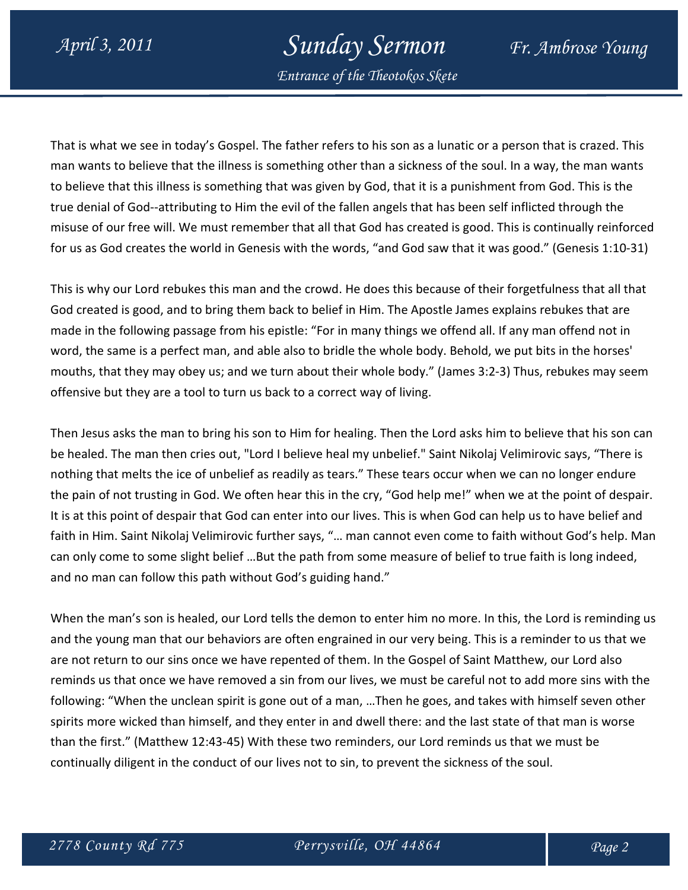That is what we see in today's Gospel. The father refers to his son as a lunatic or a person that is crazed. This man wants to believe that the illness is something other than a sickness of the soul. In a way, the man wants to believe that this illness is something that was given by God, that it is a punishment from God. This is the true denial of God--attributing to Him the evil of the fallen angels that has been self inflicted through the misuse of our free will. We must remember that all that God has created is good. This is continually reinforced for us as God creates the world in Genesis with the words, "and God saw that it was good." (Genesis 1:10-31)

This is why our Lord rebukes this man and the crowd. He does this because of their forgetfulness that all that God created is good, and to bring them back to belief in Him. The Apostle James explains rebukes that are made in the following passage from his epistle: "For in many things we offend all. If any man offend not in word, the same is a perfect man, and able also to bridle the whole body. Behold, we put bits in the horses' mouths, that they may obey us; and we turn about their whole body." (James 3:2-3) Thus, rebukes may seem offensive but they are a tool to turn us back to a correct way of living.

Then Jesus asks the man to bring his son to Him for healing. Then the Lord asks him to believe that his son can be healed. The man then cries out, "Lord I believe heal my unbelief." Saint Nikolaj Velimirovic says, "There is nothing that melts the ice of unbelief as readily as tears." These tears occur when we can no longer endure the pain of not trusting in God. We often hear this in the cry, "God help me!" when we at the point of despair. It is at this point of despair that God can enter into our lives. This is when God can help us to have belief and faith in Him. Saint Nikolaj Velimirovic further says, "… man cannot even come to faith without God's help. Man can only come to some slight belief …But the path from some measure of belief to true faith is long indeed, and no man can follow this path without God's guiding hand."

When the man's son is healed, our Lord tells the demon to enter him no more. In this, the Lord is reminding us and the young man that our behaviors are often engrained in our very being. This is a reminder to us that we are not return to our sins once we have repented of them. In the Gospel of Saint Matthew, our Lord also reminds us that once we have removed a sin from our lives, we must be careful not to add more sins with the following: "When the unclean spirit is gone out of a man, …Then he goes, and takes with himself seven other spirits more wicked than himself, and they enter in and dwell there: and the last state of that man is worse than the first." (Matthew 12:43-45) With these two reminders, our Lord reminds us that we must be continually diligent in the conduct of our lives not to sin, to prevent the sickness of the soul.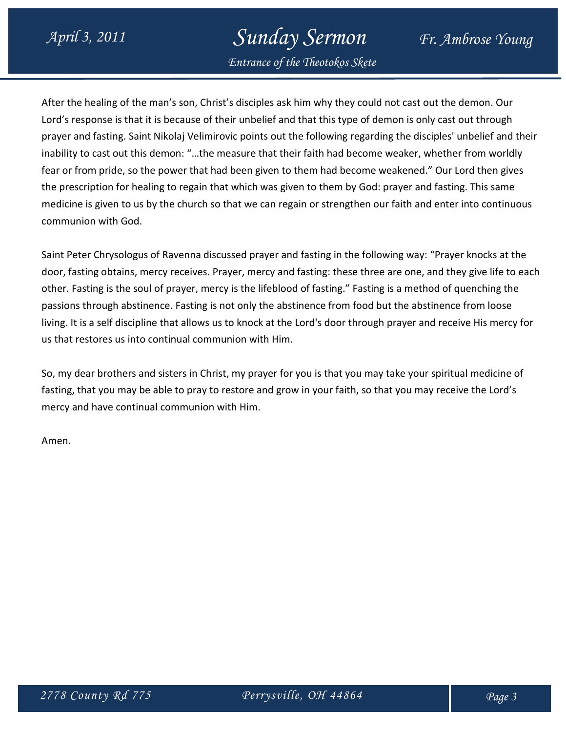After the healing of the man's son, Christ's disciples ask him why they could not cast out the demon. Our Lord's response is that it is because of their unbelief and that this type of demon is only cast out through prayer and fasting. Saint Nikolaj Velimirovic points out the following regarding the disciples' unbelief and their inability to cast out this demon: "…the measure that their faith had become weaker, whether from worldly fear or from pride, so the power that had been given to them had become weakened." Our Lord then gives the prescription for healing to regain that which was given to them by God: prayer and fasting. This same medicine is given to us by the church so that we can regain or strengthen our faith and enter into continuous communion with God.

Saint Peter Chrysologus of Ravenna discussed prayer and fasting in the following way: "Prayer knocks at the door, fasting obtains, mercy receives. Prayer, mercy and fasting: these three are one, and they give life to each other. Fasting is the soul of prayer, mercy is the lifeblood of fasting." Fasting is a method of quenching the passions through abstinence. Fasting is not only the abstinence from food but the abstinence from loose living. It is a self discipline that allows us to knock at the Lord's door through prayer and receive His mercy for us that restores us into continual communion with Him.

So, my dear brothers and sisters in Christ, my prayer for you is that you may take your spiritual medicine of fasting, that you may be able to pray to restore and grow in your faith, so that you may receive the Lord's mercy and have continual communion with Him.

Amen.